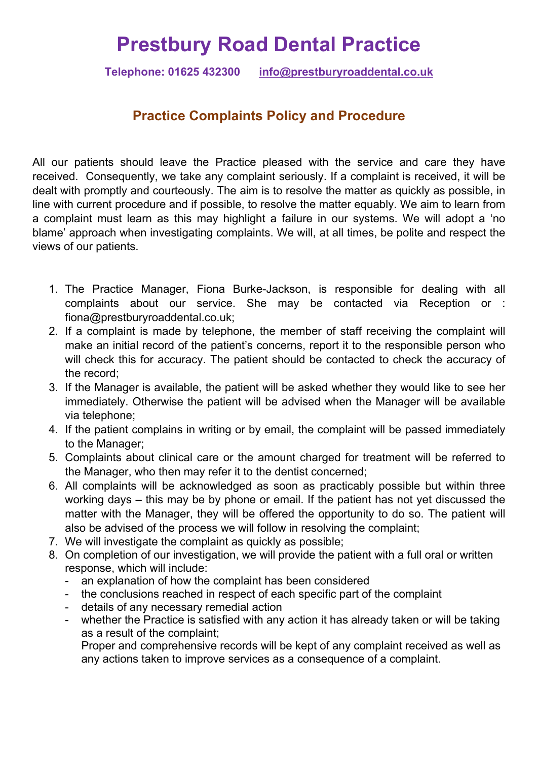# Prestbury Road Dental Practice

**Telephone: 01625 432300** **info@prestburyroaddental.co.uk**

## Practice Complaints Policy and Procedure

All our patients should leave the Practice pleased with the service and care they have received. Consequently, we take any complaint seriously. If a complaint is received, it will be dealt with promptly and courteously. The aim is to resolve the matter as quickly as possible, in line with current procedure and if possible, to resolve the matter equably. We aim to learn from a complaint must learn as this may highlight a failure in our systems. We will adopt a 'no blame' approach when investigating complaints. We will, at all times, be polite and respect the views of our patients.

1. The Practice Manager, Fiona Burke-Jackson, is responsible for dealing with all complaints about our service. She may be contacted via Reception or : fiona@prestburyroaddental.co.uk;
2. If a complaint is made by telephone, the member of staff receiving the complaint will make an initial record of the patient's concerns, report it to the responsible person who will check this for accuracy. The patient should be contacted to check the accuracy of the record;
3. If the Manager is available, the patient will be asked whether they would like to see her immediately. Otherwise the patient will be advised when the Manager will be available via telephone;
4. If the patient complains in writing or by email, the complaint will be passed immediately to the Manager;
5. Complaints about clinical care or the amount charged for treatment will be referred to the Manager, who then may refer it to the dentist concerned;
6. All complaints will be acknowledged as soon as practicably possible but within three working days – this may be by phone or email. If the patient has not yet discussed the matter with the Manager, they will be offered the opportunity to do so. The patient will also be advised of the process we will follow in resolving the complaint;
7. We will investigate the complaint as quickly as possible;
8. On completion of our investigation, we will provide the patient with a full oral or written response, which will include:
   - an explanation of how the complaint has been considered
   - the conclusions reached in respect of each specific part of the complaint
   - details of any necessary remedial action
   - whether the Practice is satisfied with any action it has already taken or will be taking as a result of the complaint;

   Proper and comprehensive records will be kept of any complaint received as well as any actions taken to improve services as a consequence of a complaint.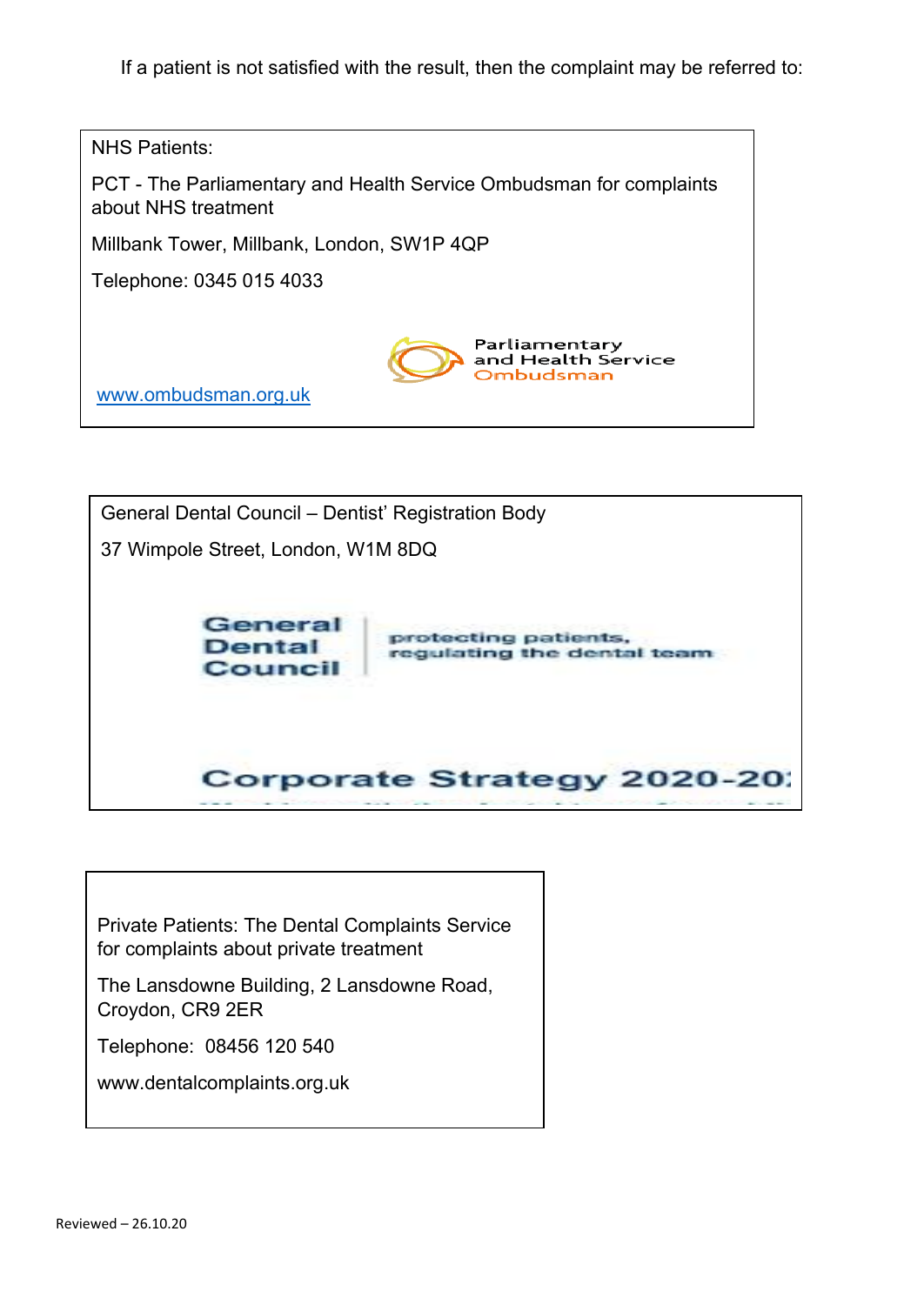If a patient is not satisfied with the result, then the complaint may be referred to:

NHS Patients:

PCT - The Parliamentary and Health Service Ombudsman for complaints about NHS treatment

Millbank Tower, Millbank, London, SW1P 4QP

Telephone: 0345 015 4033

Parliamentary and Health Service Ombudsman

www.ombudsman.org.uk

General Dental Council – Dentist' Registration Body

37 Wimpole Street, London, W1M 8DQ

General Dental Council | protecting patients, regulating the dental team

Corporate Strategy 2020-20

Private Patients: The Dental Complaints Service for complaints about private treatment

The Lansdowne Building, 2 Lansdowne Road, Croydon, CR9 2ER

Telephone: 08456 120 540

www.dentalcomplaints.org.uk

Reviewed – 26.10.20